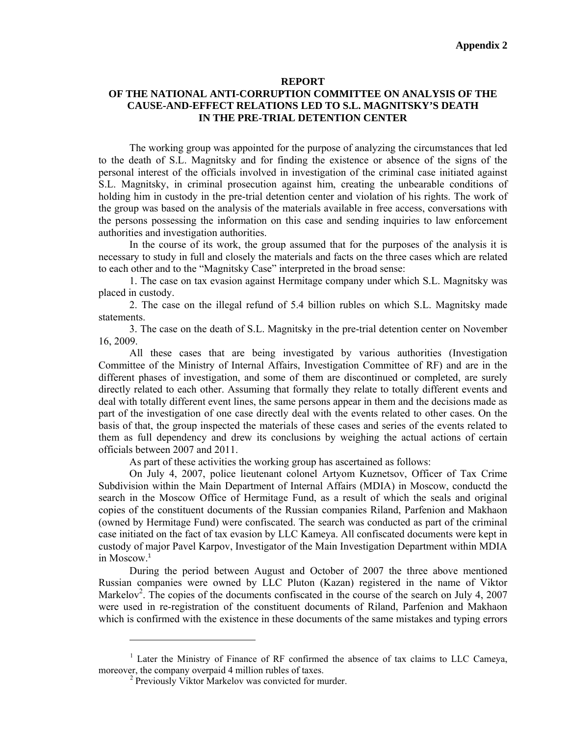**Appendix 2**

# REPORT
## OF THE NATIONAL ANTI-CORRUPTION COMMITTEE ON ANALYSIS OF THE CAUSE-AND-EFFECT RELATIONS LED TO S.L. MAGNITSKY'S DEATH IN THE PRE-TRIAL DETENTION CENTER

The working group was appointed for the purpose of analyzing the circumstances that led to the death of S.L. Magnitsky and for finding the existence or absence of the signs of the personal interest of the officials involved in investigation of the criminal case initiated against S.L. Magnitsky, in criminal prosecution against him, creating the unbearable conditions of holding him in custody in the pre-trial detention center and violation of his rights. The work of the group was based on the analysis of the materials available in free access, conversations with the persons possessing the information on this case and sending inquiries to law enforcement authorities and investigation authorities.

In the course of its work, the group assumed that for the purposes of the analysis it is necessary to study in full and closely the materials and facts on the three cases which are related to each other and to the "Magnitsky Case" interpreted in the broad sense:

1. The case on tax evasion against Hermitage company under which S.L. Magnitsky was placed in custody.

2. The case on the illegal refund of 5.4 billion rubles on which S.L. Magnitsky made statements.

3. The case on the death of S.L. Magnitsky in the pre-trial detention center on November 16, 2009.

All these cases that are being investigated by various authorities (Investigation Committee of the Ministry of Internal Affairs, Investigation Committee of RF) and are in the different phases of investigation, and some of them are discontinued or completed, are surely directly related to each other. Assuming that formally they relate to totally different events and deal with totally different event lines, the same persons appear in them and the decisions made as part of the investigation of one case directly deal with the events related to other cases. On the basis of that, the group inspected the materials of these cases and series of the events related to them as full dependency and drew its conclusions by weighing the actual actions of certain officials between 2007 and 2011.

As part of these activities the working group has ascertained as follows:

On July 4, 2007, police lieutenant colonel Artyom Kuznetsov, Officer of Tax Crime Subdivision within the Main Department of Internal Affairs (MDIA) in Moscow, conductd the search in the Moscow Office of Hermitage Fund, as a result of which the seals and original copies of the constituent documents of the Russian companies Riland, Parfenion and Makhaon (owned by Hermitage Fund) were confiscated. The search was conducted as part of the criminal case initiated on the fact of tax evasion by LLC Kameya. All confiscated documents were kept in custody of major Pavel Karpov, Investigator of the Main Investigation Department within MDIA in Moscow.[1]

During the period between August and October of 2007 the three above mentioned Russian companies were owned by LLC Pluton (Kazan) registered in the name of Viktor Markelov[2]. The copies of the documents confiscated in the course of the search on July 4, 2007 were used in re-registration of the constituent documents of Riland, Parfenion and Makhaon which is confirmed with the existence in these documents of the same mistakes and typing errors

---

[1] Later the Ministry of Finance of RF confirmed the absence of tax claims to LLC Cameya, moreover, the company overpaid 4 million rubles of taxes.

[2] Previously Viktor Markelov was convicted for murder.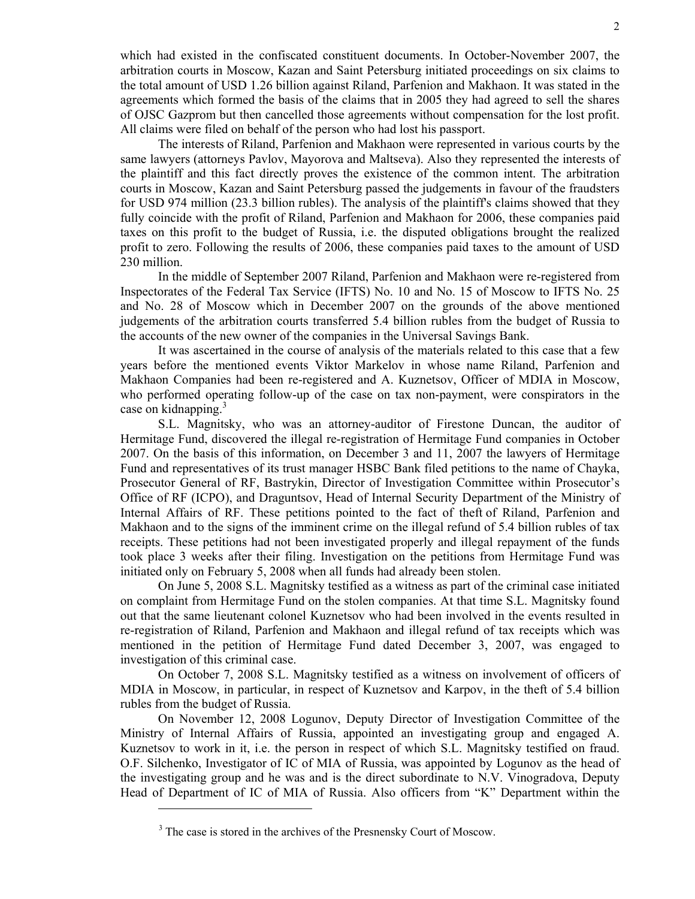which had existed in the confiscated constituent documents. In October-November 2007, the arbitration courts in Moscow, Kazan and Saint Petersburg initiated proceedings on six claims to the total amount of USD 1.26 billion against Riland, Parfenion and Makhaon. It was stated in the agreements which formed the basis of the claims that in 2005 they had agreed to sell the shares of OJSC Gazprom but then cancelled those agreements without compensation for the lost profit. All claims were filed on behalf of the person who had lost his passport.

The interests of Riland, Parfenion and Makhaon were represented in various courts by the same lawyers (attorneys Pavlov, Mayorova and Maltseva). Also they represented the interests of the plaintiff and this fact directly proves the existence of the common intent. The arbitration courts in Moscow, Kazan and Saint Petersburg passed the judgements in favour of the fraudsters for USD 974 million (23.3 billion rubles). The analysis of the plaintiff's claims showed that they fully coincide with the profit of Riland, Parfenion and Makhaon for 2006, these companies paid taxes on this profit to the budget of Russia, i.e. the disputed obligations brought the realized profit to zero. Following the results of 2006, these companies paid taxes to the amount of USD 230 million.

In the middle of September 2007 Riland, Parfenion and Makhaon were re-registered from Inspectorates of the Federal Tax Service (IFTS) No. 10 and No. 15 of Moscow to IFTS No. 25 and No. 28 of Moscow which in December 2007 on the grounds of the above mentioned judgements of the arbitration courts transferred 5.4 billion rubles from the budget of Russia to the accounts of the new owner of the companies in the Universal Savings Bank.

It was ascertained in the course of analysis of the materials related to this case that a few years before the mentioned events Viktor Markelov in whose name Riland, Parfenion and Makhaon Companies had been re-registered and A. Kuznetsov, Officer of MDIA in Moscow, who performed operating follow-up of the case on tax non-payment, were conspirators in the case on kidnapping.[3]

S.L. Magnitsky, who was an attorney-auditor of Firestone Duncan, the auditor of Hermitage Fund, discovered the illegal re-registration of Hermitage Fund companies in October 2007. On the basis of this information, on December 3 and 11, 2007 the lawyers of Hermitage Fund and representatives of its trust manager HSBC Bank filed petitions to the name of Chayka, Prosecutor General of RF, Bastrykin, Director of Investigation Committee within Prosecutor's Office of RF (ICPO), and Draguntsov, Head of Internal Security Department of the Ministry of Internal Affairs of RF. These petitions pointed to the fact of theft of Riland, Parfenion and Makhaon and to the signs of the imminent crime on the illegal refund of 5.4 billion rubles of tax receipts. These petitions had not been investigated properly and illegal repayment of the funds took place 3 weeks after their filing. Investigation on the petitions from Hermitage Fund was initiated only on February 5, 2008 when all funds had already been stolen.

On June 5, 2008 S.L. Magnitsky testified as a witness as part of the criminal case initiated on complaint from Hermitage Fund on the stolen companies. At that time S.L. Magnitsky found out that the same lieutenant colonel Kuznetsov who had been involved in the events resulted in re-registration of Riland, Parfenion and Makhaon and illegal refund of tax receipts which was mentioned in the petition of Hermitage Fund dated December 3, 2007, was engaged to investigation of this criminal case.

On October 7, 2008 S.L. Magnitsky testified as a witness on involvement of officers of MDIA in Moscow, in particular, in respect of Kuznetsov and Karpov, in the theft of 5.4 billion rubles from the budget of Russia.

On November 12, 2008 Logunov, Deputy Director of Investigation Committee of the Ministry of Internal Affairs of Russia, appointed an investigating group and engaged A. Kuznetsov to work in it, i.e. the person in respect of which S.L. Magnitsky testified on fraud. O.F. Silchenko, Investigator of IC of MIA of Russia, was appointed by Logunov as the head of the investigating group and he was and is the direct subordinate to N.V. Vinogradova, Deputy Head of Department of IC of MIA of Russia. Also officers from "K" Department within the

[3] The case is stored in the archives of the Presnensky Court of Moscow.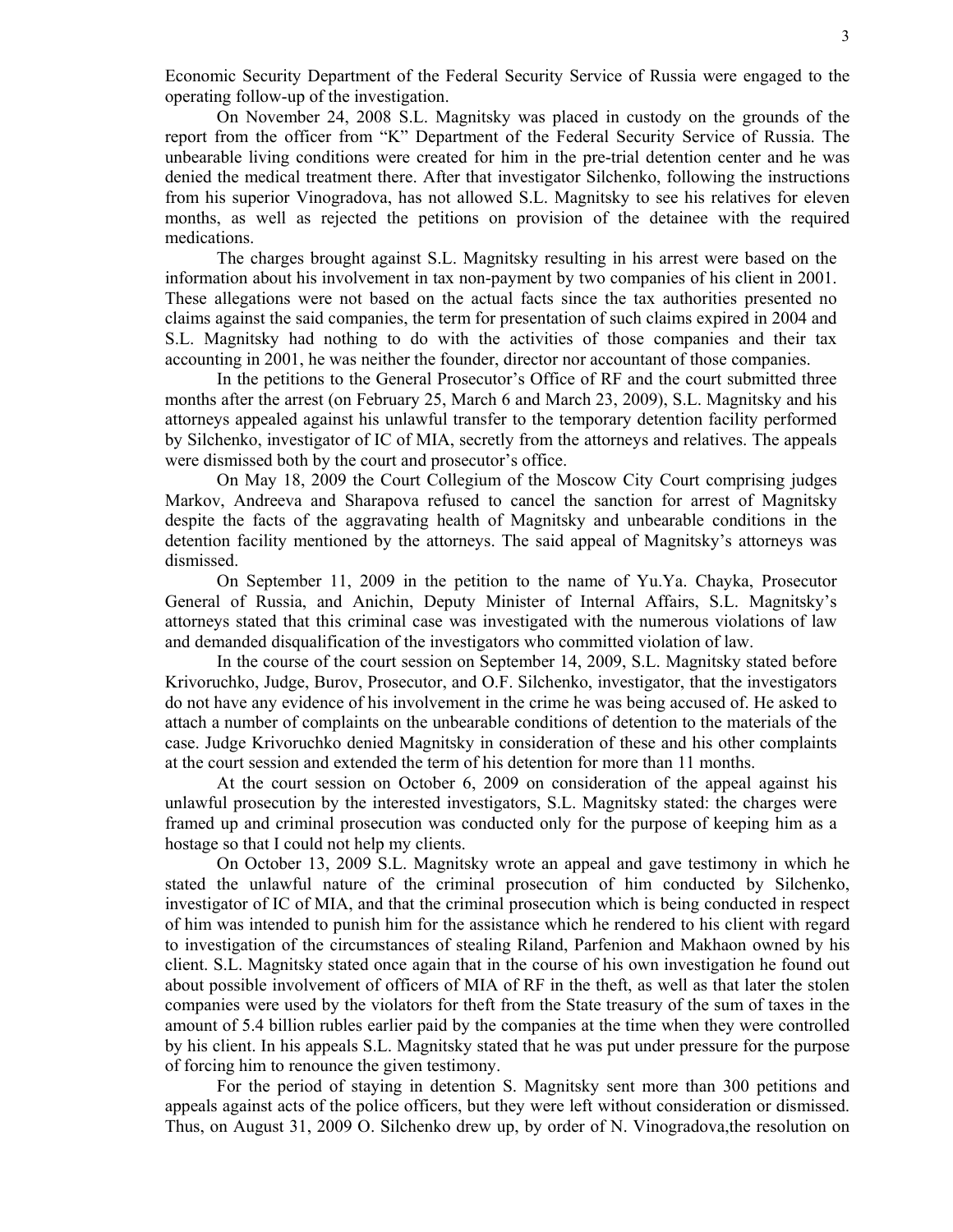Economic Security Department of the Federal Security Service of Russia were engaged to the operating follow-up of the investigation.

On November 24, 2008 S.L. Magnitsky was placed in custody on the grounds of the report from the officer from "K" Department of the Federal Security Service of Russia. The unbearable living conditions were created for him in the pre-trial detention center and he was denied the medical treatment there. After that investigator Silchenko, following the instructions from his superior Vinogradova, has not allowed S.L. Magnitsky to see his relatives for eleven months, as well as rejected the petitions on provision of the detainee with the required medications.

The charges brought against S.L. Magnitsky resulting in his arrest were based on the information about his involvement in tax non-payment by two companies of his client in 2001. These allegations were not based on the actual facts since the tax authorities presented no claims against the said companies, the term for presentation of such claims expired in 2004 and S.L. Magnitsky had nothing to do with the activities of those companies and their tax accounting in 2001, he was neither the founder, director nor accountant of those companies.

In the petitions to the General Prosecutor's Office of RF and the court submitted three months after the arrest (on February 25, March 6 and March 23, 2009), S.L. Magnitsky and his attorneys appealed against his unlawful transfer to the temporary detention facility performed by Silchenko, investigator of IC of MIA, secretly from the attorneys and relatives. The appeals were dismissed both by the court and prosecutor's office.

On May 18, 2009 the Court Collegium of the Moscow City Court comprising judges Markov, Andreeva and Sharapova refused to cancel the sanction for arrest of Magnitsky despite the facts of the aggravating health of Magnitsky and unbearable conditions in the detention facility mentioned by the attorneys. The said appeal of Magnitsky's attorneys was dismissed.

On September 11, 2009 in the petition to the name of Yu.Ya. Chayka, Prosecutor General of Russia, and Anichin, Deputy Minister of Internal Affairs, S.L. Magnitsky's attorneys stated that this criminal case was investigated with the numerous violations of law and demanded disqualification of the investigators who committed violation of law.

In the course of the court session on September 14, 2009, S.L. Magnitsky stated before Krivoruchko, Judge, Burov, Prosecutor, and O.F. Silchenko, investigator, that the investigators do not have any evidence of his involvement in the crime he was being accused of. He asked to attach a number of complaints on the unbearable conditions of detention to the materials of the case. Judge Krivoruchko denied Magnitsky in consideration of these and his other complaints at the court session and extended the term of his detention for more than 11 months.

At the court session on October 6, 2009 on consideration of the appeal against his unlawful prosecution by the interested investigators, S.L. Magnitsky stated: the charges were framed up and criminal prosecution was conducted only for the purpose of keeping him as a hostage so that I could not help my clients.

On October 13, 2009 S.L. Magnitsky wrote an appeal and gave testimony in which he stated the unlawful nature of the criminal prosecution of him conducted by Silchenko, investigator of IC of MIA, and that the criminal prosecution which is being conducted in respect of him was intended to punish him for the assistance which he rendered to his client with regard to investigation of the circumstances of stealing Riland, Parfenion and Makhaon owned by his client. S.L. Magnitsky stated once again that in the course of his own investigation he found out about possible involvement of officers of MIA of RF in the theft, as well as that later the stolen companies were used by the violators for theft from the State treasury of the sum of taxes in the amount of 5.4 billion rubles earlier paid by the companies at the time when they were controlled by his client. In his appeals S.L. Magnitsky stated that he was put under pressure for the purpose of forcing him to renounce the given testimony.

For the period of staying in detention S. Magnitsky sent more than 300 petitions and appeals against acts of the police officers, but they were left without consideration or dismissed. Thus, on August 31, 2009 O. Silchenko drew up, by order of N. Vinogradova,the resolution on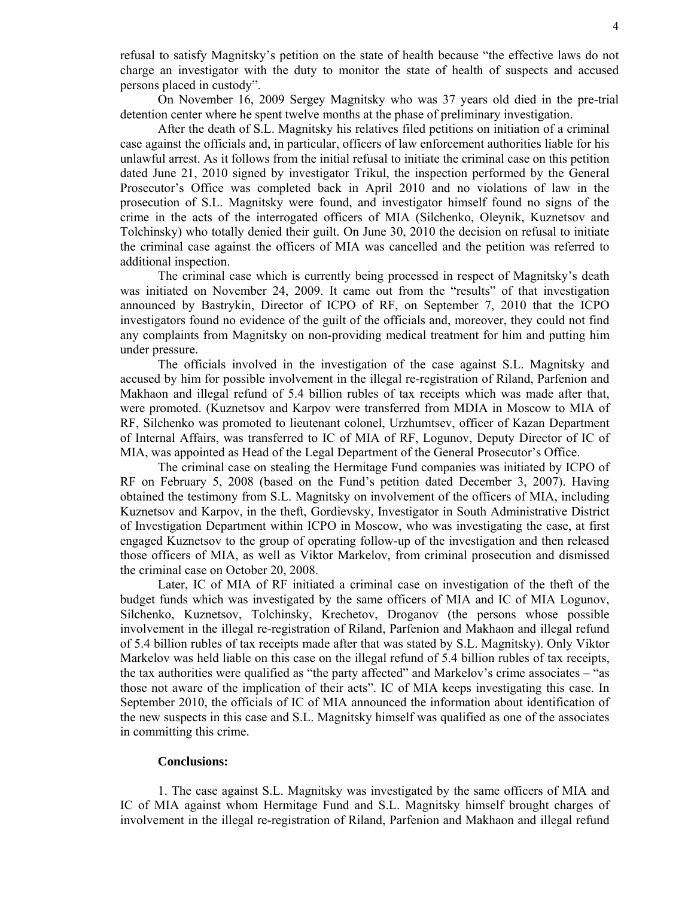refusal to satisfy Magnitsky's petition on the state of health because "the effective laws do not charge an investigator with the duty to monitor the state of health of suspects and accused persons placed in custody".

On November 16, 2009 Sergey Magnitsky who was 37 years old died in the pre-trial detention center where he spent twelve months at the phase of preliminary investigation.

After the death of S.L. Magnitsky his relatives filed petitions on initiation of a criminal case against the officials and, in particular, officers of law enforcement authorities liable for his unlawful arrest. As it follows from the initial refusal to initiate the criminal case on this petition dated June 21, 2010 signed by investigator Trikul, the inspection performed by the General Prosecutor's Office was completed back in April 2010 and no violations of law in the prosecution of S.L. Magnitsky were found, and investigator himself found no signs of the crime in the acts of the interrogated officers of MIA (Silchenko, Oleynik, Kuznetsov and Tolchinsky) who totally denied their guilt. On June 30, 2010 the decision on refusal to initiate the criminal case against the officers of MIA was cancelled and the petition was referred to additional inspection.

The criminal case which is currently being processed in respect of Magnitsky's death was initiated on November 24, 2009. It came out from the "results" of that investigation announced by Bastrykin, Director of ICPO of RF, on September 7, 2010 that the ICPO investigators found no evidence of the guilt of the officials and, moreover, they could not find any complaints from Magnitsky on non-providing medical treatment for him and putting him under pressure.

The officials involved in the investigation of the case against S.L. Magnitsky and accused by him for possible involvement in the illegal re-registration of Riland, Parfenion and Makhaon and illegal refund of 5.4 billion rubles of tax receipts which was made after that, were promoted. (Kuznetsov and Karpov were transferred from MDIA in Moscow to MIA of RF, Silchenko was promoted to lieutenant colonel, Urzhumtsev, officer of Kazan Department of Internal Affairs, was transferred to IC of MIA of RF, Logunov, Deputy Director of IC of MIA, was appointed as Head of the Legal Department of the General Prosecutor's Office.

The criminal case on stealing the Hermitage Fund companies was initiated by ICPO of RF on February 5, 2008 (based on the Fund's petition dated December 3, 2007). Having obtained the testimony from S.L. Magnitsky on involvement of the officers of MIA, including Kuznetsov and Karpov, in the theft, Gordievsky, Investigator in South Administrative District of Investigation Department within ICPO in Moscow, who was investigating the case, at first engaged Kuznetsov to the group of operating follow-up of the investigation and then released those officers of MIA, as well as Viktor Markelov, from criminal prosecution and dismissed the criminal case on October 20, 2008.

Later, IC of MIA of RF initiated a criminal case on investigation of the theft of the budget funds which was investigated by the same officers of MIA and IC of MIA Logunov, Silchenko, Kuznetsov, Tolchinsky, Krechetov, Droganov (the persons whose possible involvement in the illegal re-registration of Riland, Parfenion and Makhaon and illegal refund of 5.4 billion rubles of tax receipts made after that was stated by S.L. Magnitsky). Only Viktor Markelov was held liable on this case on the illegal refund of 5.4 billion rubles of tax receipts, the tax authorities were qualified as "the party affected" and Markelov's crime associates – "as those not aware of the implication of their acts". IC of MIA keeps investigating this case. In September 2010, the officials of IC of MIA announced the information about identification of the new suspects in this case and S.L. Magnitsky himself was qualified as one of the associates in committing this crime.

**Conclusions:**

1. The case against S.L. Magnitsky was investigated by the same officers of MIA and IC of MIA against whom Hermitage Fund and S.L. Magnitsky himself brought charges of involvement in the illegal re-registration of Riland, Parfenion and Makhaon and illegal refund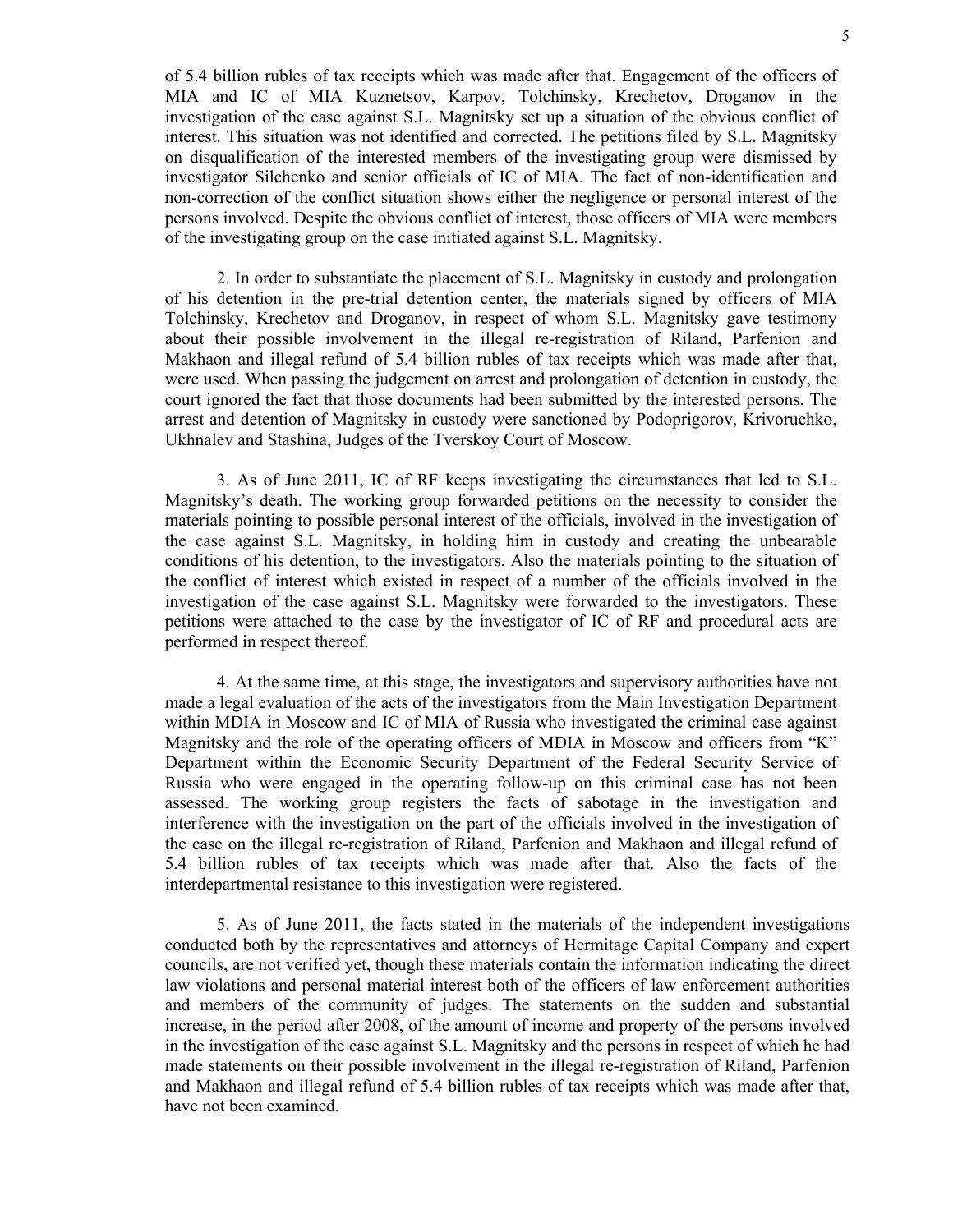of 5.4 billion rubles of tax receipts which was made after that. Engagement of the officers of MIA and IC of MIA Kuznetsov, Karpov, Tolchinsky, Krechetov, Droganov in the investigation of the case against S.L. Magnitsky set up a situation of the obvious conflict of interest. This situation was not identified and corrected. The petitions filed by S.L. Magnitsky on disqualification of the interested members of the investigating group were dismissed by investigator Silchenko and senior officials of IC of MIA. The fact of non-identification and non-correction of the conflict situation shows either the negligence or personal interest of the persons involved. Despite the obvious conflict of interest, those officers of MIA were members of the investigating group on the case initiated against S.L. Magnitsky.

2. In order to substantiate the placement of S.L. Magnitsky in custody and prolongation of his detention in the pre-trial detention center, the materials signed by officers of MIA Tolchinsky, Krechetov and Droganov, in respect of whom S.L. Magnitsky gave testimony about their possible involvement in the illegal re-registration of Riland, Parfenion and Makhaon and illegal refund of 5.4 billion rubles of tax receipts which was made after that, were used. When passing the judgement on arrest and prolongation of detention in custody, the court ignored the fact that those documents had been submitted by the interested persons. The arrest and detention of Magnitsky in custody were sanctioned by Podoprigorov, Krivoruchko, Ukhnalev and Stashina, Judges of the Tverskoy Court of Moscow.

3. As of June 2011, IC of RF keeps investigating the circumstances that led to S.L. Magnitsky's death. The working group forwarded petitions on the necessity to consider the materials pointing to possible personal interest of the officials, involved in the investigation of the case against S.L. Magnitsky, in holding him in custody and creating the unbearable conditions of his detention, to the investigators. Also the materials pointing to the situation of the conflict of interest which existed in respect of a number of the officials involved in the investigation of the case against S.L. Magnitsky were forwarded to the investigators. These petitions were attached to the case by the investigator of IC of RF and procedural acts are performed in respect thereof.

4. At the same time, at this stage, the investigators and supervisory authorities have not made a legal evaluation of the acts of the investigators from the Main Investigation Department within MDIA in Moscow and IC of MIA of Russia who investigated the criminal case against Magnitsky and the role of the operating officers of MDIA in Moscow and officers from "K" Department within the Economic Security Department of the Federal Security Service of Russia who were engaged in the operating follow-up on this criminal case has not been assessed. The working group registers the facts of sabotage in the investigation and interference with the investigation on the part of the officials involved in the investigation of the case on the illegal re-registration of Riland, Parfenion and Makhaon and illegal refund of 5.4 billion rubles of tax receipts which was made after that. Also the facts of the interdepartmental resistance to this investigation were registered.

5. As of June 2011, the facts stated in the materials of the independent investigations conducted both by the representatives and attorneys of Hermitage Capital Company and expert councils, are not verified yet, though these materials contain the information indicating the direct law violations and personal material interest both of the officers of law enforcement authorities and members of the community of judges. The statements on the sudden and substantial increase, in the period after 2008, of the amount of income and property of the persons involved in the investigation of the case against S.L. Magnitsky and the persons in respect of which he had made statements on their possible involvement in the illegal re-registration of Riland, Parfenion and Makhaon and illegal refund of 5.4 billion rubles of tax receipts which was made after that, have not been examined.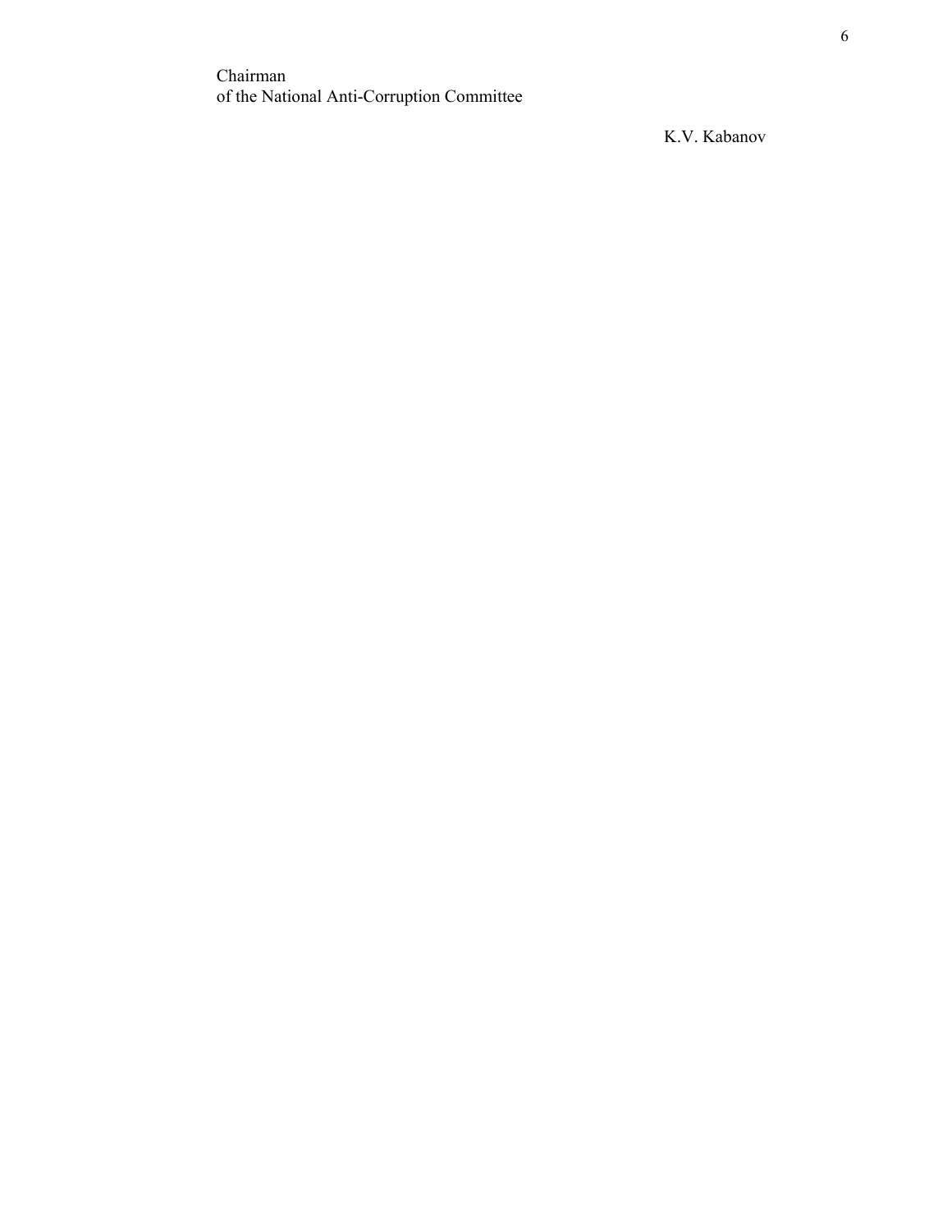Chairman
of the National Anti-Corruption Committee

K.V. Kabanov